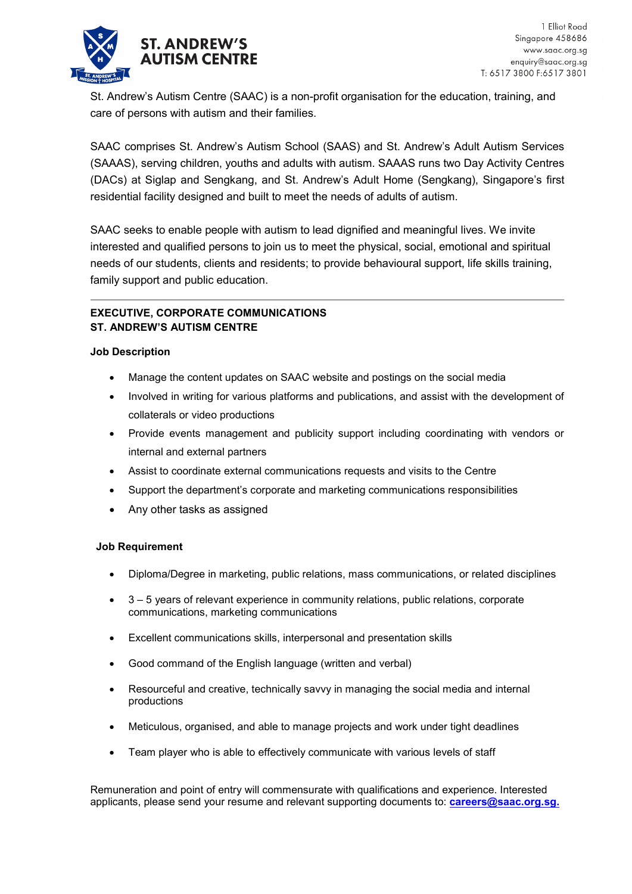# ST. ANDREW'S AUTISM CENTRE

1 Elliot Road
Singapore 458686
www.saac.org.sg
enquiry@saac.org.sg
T: 6517 3800 F:6517 3801

St. Andrew's Autism Centre (SAAC) is a non-profit organisation for the education, training, and care of persons with autism and their families.

SAAC comprises St. Andrew's Autism School (SAAS) and St. Andrew's Adult Autism Services (SAAAS), serving children, youths and adults with autism. SAAAS runs two Day Activity Centres (DACs) at Siglap and Sengkang, and St. Andrew's Adult Home (Sengkang), Singapore's first residential facility designed and built to meet the needs of adults of autism.

SAAC seeks to enable people with autism to lead dignified and meaningful lives. We invite interested and qualified persons to join us to meet the physical, social, emotional and spiritual needs of our students, clients and residents; to provide behavioural support, life skills training, family support and public education.

---

## EXECUTIVE, CORPORATE COMMUNICATIONS
## ST. ANDREW'S AUTISM CENTRE

### Job Description

- Manage the content updates on SAAC website and postings on the social media
- Involved in writing for various platforms and publications, and assist with the development of collaterals or video productions
- Provide events management and publicity support including coordinating with vendors or internal and external partners
- Assist to coordinate external communications requests and visits to the Centre
- Support the department's corporate and marketing communications responsibilities
- Any other tasks as assigned

### Job Requirement

- Diploma/Degree in marketing, public relations, mass communications, or related disciplines
- 3 – 5 years of relevant experience in community relations, public relations, corporate communications, marketing communications
- Excellent communications skills, interpersonal and presentation skills
- Good command of the English language (written and verbal)
- Resourceful and creative, technically savvy in managing the social media and internal productions
- Meticulous, organised, and able to manage projects and work under tight deadlines
- Team player who is able to effectively communicate with various levels of staff

Remuneration and point of entry will commensurate with qualifications and experience. Interested applicants, please send your resume and relevant supporting documents to: **careers@saac.org.sg.**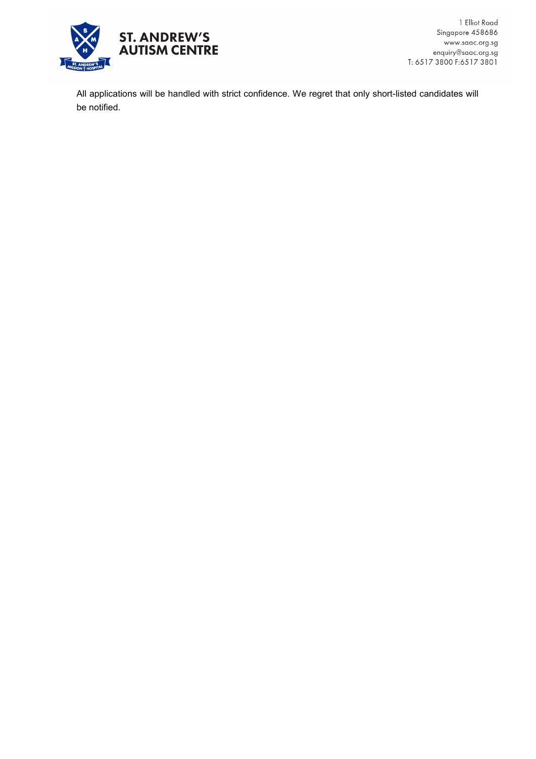All applications will be handled with strict confidence. We regret that only short-listed candidates will be notified.